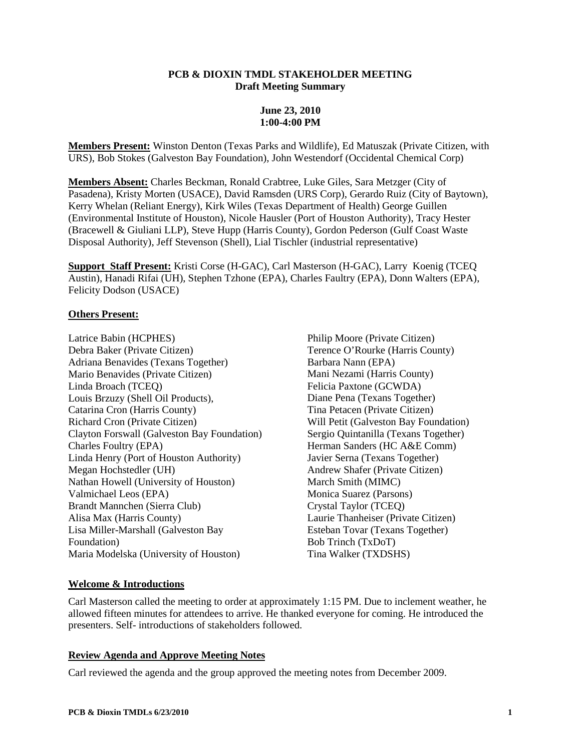**PCB & DIOXIN TMDL STAKEHOLDER MEETING**
**Draft Meeting Summary**

**June 23, 2010**
**1:00-4:00 PM**

**Members Present:** Winston Denton (Texas Parks and Wildlife), Ed Matuszak (Private Citizen, with URS), Bob Stokes (Galveston Bay Foundation), John Westendorf (Occidental Chemical Corp)

**Members Absent:** Charles Beckman, Ronald Crabtree, Luke Giles, Sara Metzger (City of Pasadena), Kristy Morten (USACE), David Ramsden (URS Corp), Gerardo Ruiz (City of Baytown), Kerry Whelan (Reliant Energy), Kirk Wiles (Texas Department of Health) George Guillen (Environmental Institute of Houston), Nicole Hausler (Port of Houston Authority), Tracy Hester (Bracewell & Giuliani LLP), Steve Hupp (Harris County), Gordon Pederson (Gulf Coast Waste Disposal Authority), Jeff Stevenson (Shell), Lial Tischler (industrial representative)

**Support Staff Present:** Kristi Corse (H-GAC), Carl Masterson (H-GAC), Larry Koenig (TCEQ Austin), Hanadi Rifai (UH), Stephen Tzhone (EPA), Charles Faultry (EPA), Donn Walters (EPA), Felicity Dodson (USACE)

**Others Present:**

Latrice Babin (HCPHES)
Debra Baker (Private Citizen)
Adriana Benavides (Texans Together)
Mario Benavides (Private Citizen)
Linda Broach (TCEQ)
Louis Brzuzy (Shell Oil Products),
Catarina Cron (Harris County)
Richard Cron (Private Citizen)
Clayton Forswall (Galveston Bay Foundation)
Charles Foultry (EPA)
Linda Henry (Port of Houston Authority)
Megan Hochstedler (UH)
Nathan Howell (University of Houston)
Valmichael Leos (EPA)
Brandt Mannchen (Sierra Club)
Alisa Max (Harris County)
Lisa Miller-Marshall (Galveston Bay Foundation)
Maria Modelska (University of Houston)
Philip Moore (Private Citizen)
Terence O'Rourke (Harris County)
Barbara Nann (EPA)
Mani Nezami (Harris County)
Felicia Paxtone (GCWDA)
Diane Pena (Texans Together)
Tina Petacen (Private Citizen)
Will Petit (Galveston Bay Foundation)
Sergio Quintanilla (Texans Together)
Herman Sanders (HC A&E Comm)
Javier Serna (Texans Together)
Andrew Shafer (Private Citizen)
March Smith (MIMC)
Monica Suarez (Parsons)
Crystal Taylor (TCEQ)
Laurie Thanheiser (Private Citizen)
Esteban Tovar (Texans Together)
Bob Trinch (TxDoT)
Tina Walker (TXDSHS)

## Welcome & Introductions

Carl Masterson called the meeting to order at approximately 1:15 PM. Due to inclement weather, he allowed fifteen minutes for attendees to arrive. He thanked everyone for coming. He introduced the presenters. Self- introductions of stakeholders followed.

## Review Agenda and Approve Meeting Notes

Carl reviewed the agenda and the group approved the meeting notes from December 2009.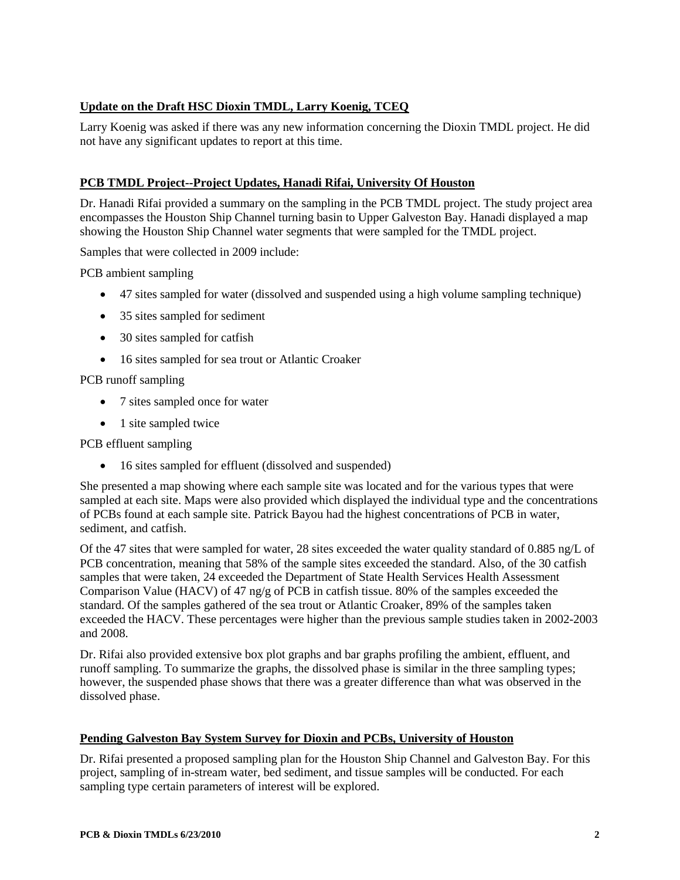**Update on the Draft HSC Dioxin TMDL, Larry Koenig, TCEQ**

Larry Koenig was asked if there was any new information concerning the Dioxin TMDL project. He did not have any significant updates to report at this time.

**PCB TMDL Project--Project Updates, Hanadi Rifai, University Of Houston**

Dr. Hanadi Rifai provided a summary on the sampling in the PCB TMDL project. The study project area encompasses the Houston Ship Channel turning basin to Upper Galveston Bay. Hanadi displayed a map showing the Houston Ship Channel water segments that were sampled for the TMDL project.

Samples that were collected in 2009 include:

PCB ambient sampling

- 47 sites sampled for water (dissolved and suspended using a high volume sampling technique)
- 35 sites sampled for sediment
- 30 sites sampled for catfish
- 16 sites sampled for sea trout or Atlantic Croaker

PCB runoff sampling

- 7 sites sampled once for water
- 1 site sampled twice

PCB effluent sampling

- 16 sites sampled for effluent (dissolved and suspended)

She presented a map showing where each sample site was located and for the various types that were sampled at each site. Maps were also provided which displayed the individual type and the concentrations of PCBs found at each sample site. Patrick Bayou had the highest concentrations of PCB in water, sediment, and catfish.

Of the 47 sites that were sampled for water, 28 sites exceeded the water quality standard of 0.885 ng/L of PCB concentration, meaning that 58% of the sample sites exceeded the standard. Also, of the 30 catfish samples that were taken, 24 exceeded the Department of State Health Services Health Assessment Comparison Value (HACV) of 47 ng/g of PCB in catfish tissue. 80% of the samples exceeded the standard. Of the samples gathered of the sea trout or Atlantic Croaker, 89% of the samples taken exceeded the HACV. These percentages were higher than the previous sample studies taken in 2002-2003 and 2008.

Dr. Rifai also provided extensive box plot graphs and bar graphs profiling the ambient, effluent, and runoff sampling. To summarize the graphs, the dissolved phase is similar in the three sampling types; however, the suspended phase shows that there was a greater difference than what was observed in the dissolved phase.

**Pending Galveston Bay System Survey for Dioxin and PCBs, University of Houston**

Dr. Rifai presented a proposed sampling plan for the Houston Ship Channel and Galveston Bay. For this project, sampling of in-stream water, bed sediment, and tissue samples will be conducted. For each sampling type certain parameters of interest will be explored.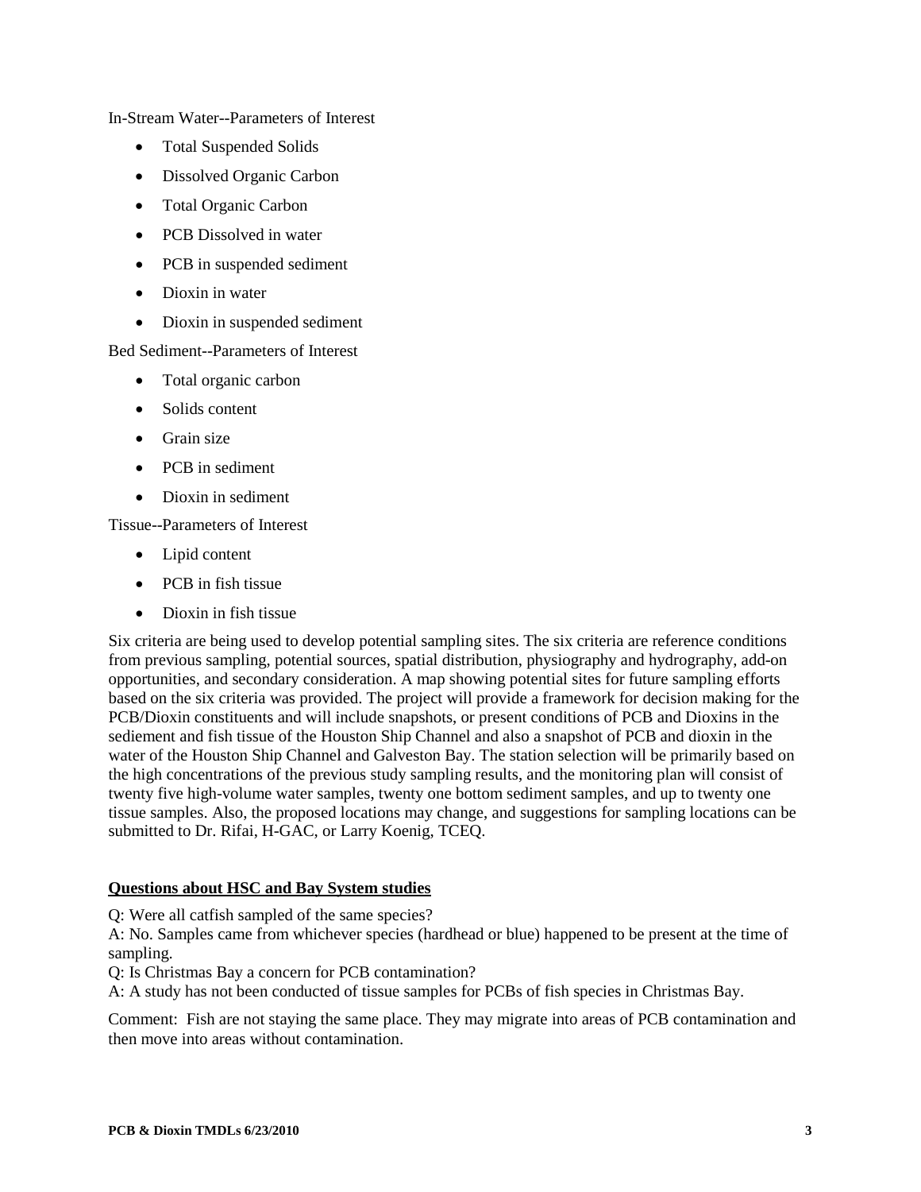In-Stream Water--Parameters of Interest

- Total Suspended Solids
- Dissolved Organic Carbon
- Total Organic Carbon
- PCB Dissolved in water
- PCB in suspended sediment
- Dioxin in water
- Dioxin in suspended sediment

Bed Sediment--Parameters of Interest

- Total organic carbon
- Solids content
- Grain size
- PCB in sediment
- Dioxin in sediment

Tissue--Parameters of Interest

- Lipid content
- PCB in fish tissue
- Dioxin in fish tissue

Six criteria are being used to develop potential sampling sites. The six criteria are reference conditions from previous sampling, potential sources, spatial distribution, physiography and hydrography, add-on opportunities, and secondary consideration. A map showing potential sites for future sampling efforts based on the six criteria was provided. The project will provide a framework for decision making for the PCB/Dioxin constituents and will include snapshots, or present conditions of PCB and Dioxins in the sediement and fish tissue of the Houston Ship Channel and also a snapshot of PCB and dioxin in the water of the Houston Ship Channel and Galveston Bay. The station selection will be primarily based on the high concentrations of the previous study sampling results, and the monitoring plan will consist of twenty five high-volume water samples, twenty one bottom sediment samples, and up to twenty one tissue samples. Also, the proposed locations may change, and suggestions for sampling locations can be submitted to Dr. Rifai, H-GAC, or Larry Koenig, TCEQ.

**Questions about HSC and Bay System studies**

Q: Were all catfish sampled of the same species?
A: No. Samples came from whichever species (hardhead or blue) happened to be present at the time of sampling.
Q: Is Christmas Bay a concern for PCB contamination?
A: A study has not been conducted of tissue samples for PCBs of fish species in Christmas Bay.

Comment: Fish are not staying the same place. They may migrate into areas of PCB contamination and then move into areas without contamination.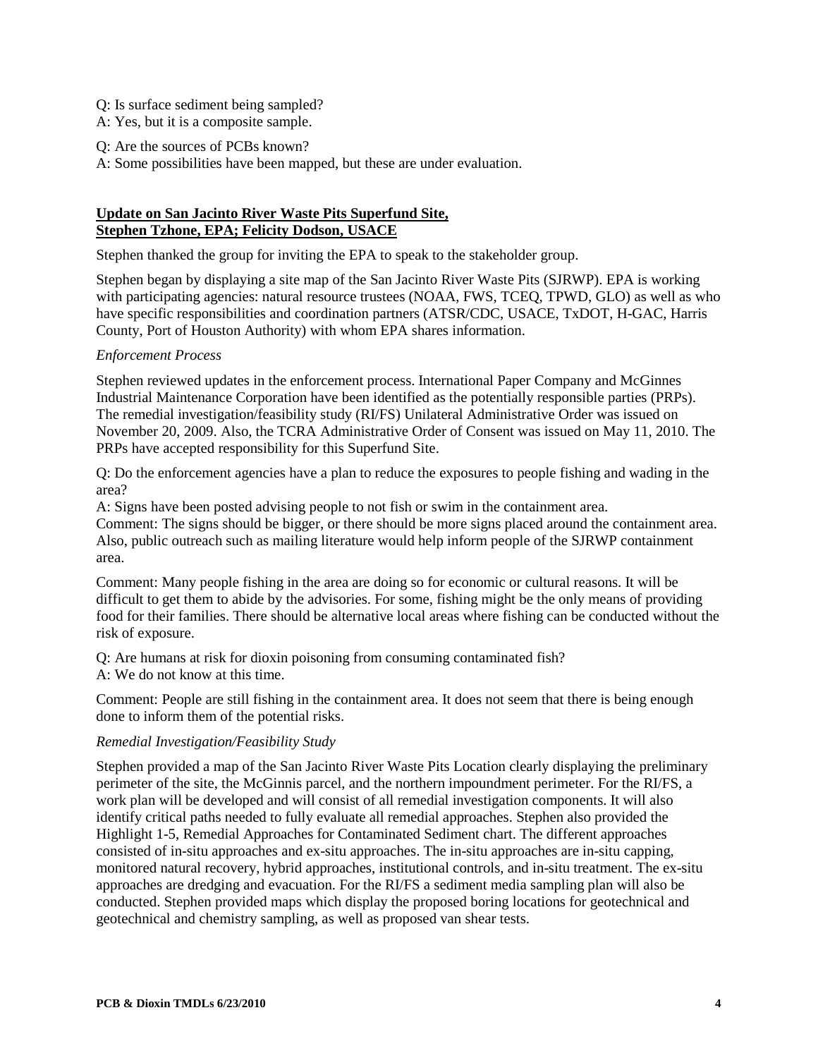Q: Is surface sediment being sampled?
A: Yes, but it is a composite sample.

Q: Are the sources of PCBs known?
A: Some possibilities have been mapped, but these are under evaluation.

## Update on San Jacinto River Waste Pits Superfund Site, Stephen Tzhone, EPA; Felicity Dodson, USACE

Stephen thanked the group for inviting the EPA to speak to the stakeholder group.

Stephen began by displaying a site map of the San Jacinto River Waste Pits (SJRWP). EPA is working with participating agencies: natural resource trustees (NOAA, FWS, TCEQ, TPWD, GLO) as well as who have specific responsibilities and coordination partners (ATSR/CDC, USACE, TxDOT, H-GAC, Harris County, Port of Houston Authority) with whom EPA shares information.

*Enforcement Process*

Stephen reviewed updates in the enforcement process. International Paper Company and McGinnes Industrial Maintenance Corporation have been identified as the potentially responsible parties (PRPs). The remedial investigation/feasibility study (RI/FS) Unilateral Administrative Order was issued on November 20, 2009. Also, the TCRA Administrative Order of Consent was issued on May 11, 2010. The PRPs have accepted responsibility for this Superfund Site.

Q: Do the enforcement agencies have a plan to reduce the exposures to people fishing and wading in the area?
A: Signs have been posted advising people to not fish or swim in the containment area.
Comment: The signs should be bigger, or there should be more signs placed around the containment area. Also, public outreach such as mailing literature would help inform people of the SJRWP containment area.

Comment: Many people fishing in the area are doing so for economic or cultural reasons. It will be difficult to get them to abide by the advisories. For some, fishing might be the only means of providing food for their families. There should be alternative local areas where fishing can be conducted without the risk of exposure.

Q: Are humans at risk for dioxin poisoning from consuming contaminated fish?
A: We do not know at this time.

Comment: People are still fishing in the containment area. It does not seem that there is being enough done to inform them of the potential risks.

*Remedial Investigation/Feasibility Study*

Stephen provided a map of the San Jacinto River Waste Pits Location clearly displaying the preliminary perimeter of the site, the McGinnis parcel, and the northern impoundment perimeter. For the RI/FS, a work plan will be developed and will consist of all remedial investigation components. It will also identify critical paths needed to fully evaluate all remedial approaches. Stephen also provided the Highlight 1-5, Remedial Approaches for Contaminated Sediment chart. The different approaches consisted of in-situ approaches and ex-situ approaches. The in-situ approaches are in-situ capping, monitored natural recovery, hybrid approaches, institutional controls, and in-situ treatment. The ex-situ approaches are dredging and evacuation. For the RI/FS a sediment media sampling plan will also be conducted. Stephen provided maps which display the proposed boring locations for geotechnical and geotechnical and chemistry sampling, as well as proposed van shear tests.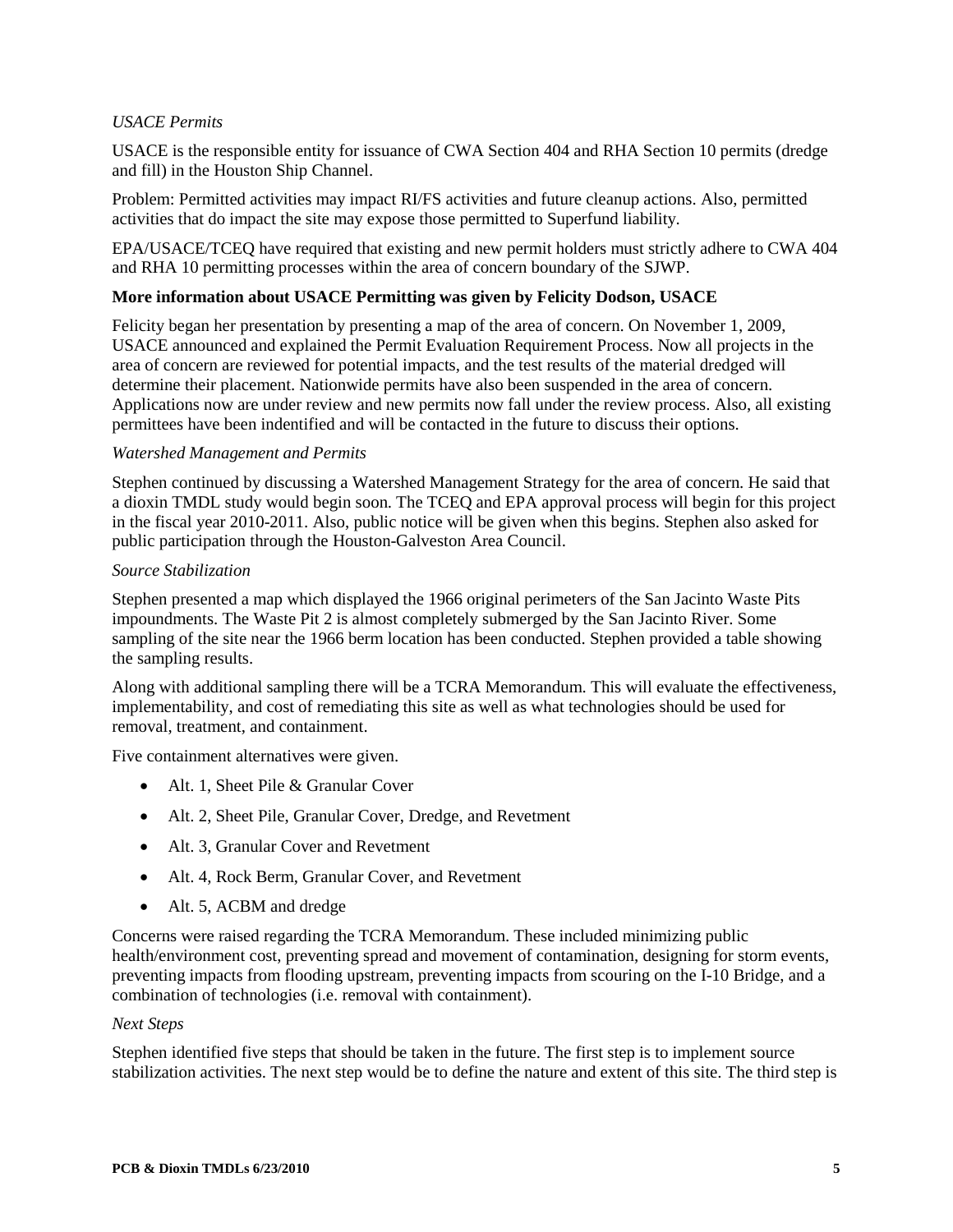*USACE Permits*

USACE is the responsible entity for issuance of CWA Section 404 and RHA Section 10 permits (dredge and fill) in the Houston Ship Channel.

Problem: Permitted activities may impact RI/FS activities and future cleanup actions. Also, permitted activities that do impact the site may expose those permitted to Superfund liability.

EPA/USACE/TCEQ have required that existing and new permit holders must strictly adhere to CWA 404 and RHA 10 permitting processes within the area of concern boundary of the SJWP.

**More information about USACE Permitting was given by Felicity Dodson, USACE**

Felicity began her presentation by presenting a map of the area of concern. On November 1, 2009, USACE announced and explained the Permit Evaluation Requirement Process. Now all projects in the area of concern are reviewed for potential impacts, and the test results of the material dredged will determine their placement. Nationwide permits have also been suspended in the area of concern. Applications now are under review and new permits now fall under the review process. Also, all existing permittees have been indentified and will be contacted in the future to discuss their options.

*Watershed Management and Permits*

Stephen continued by discussing a Watershed Management Strategy for the area of concern. He said that a dioxin TMDL study would begin soon. The TCEQ and EPA approval process will begin for this project in the fiscal year 2010-2011. Also, public notice will be given when this begins. Stephen also asked for public participation through the Houston-Galveston Area Council.

*Source Stabilization*

Stephen presented a map which displayed the 1966 original perimeters of the San Jacinto Waste Pits impoundments. The Waste Pit 2 is almost completely submerged by the San Jacinto River. Some sampling of the site near the 1966 berm location has been conducted. Stephen provided a table showing the sampling results.

Along with additional sampling there will be a TCRA Memorandum. This will evaluate the effectiveness, implementability, and cost of remediating this site as well as what technologies should be used for removal, treatment, and containment.

Five containment alternatives were given.

- Alt. 1, Sheet Pile & Granular Cover
- Alt. 2, Sheet Pile, Granular Cover, Dredge, and Revetment
- Alt. 3, Granular Cover and Revetment
- Alt. 4, Rock Berm, Granular Cover, and Revetment
- Alt. 5, ACBM and dredge

Concerns were raised regarding the TCRA Memorandum. These included minimizing public health/environment cost, preventing spread and movement of contamination, designing for storm events, preventing impacts from flooding upstream, preventing impacts from scouring on the I-10 Bridge, and a combination of technologies (i.e. removal with containment).

*Next Steps*

Stephen identified five steps that should be taken in the future. The first step is to implement source stabilization activities. The next step would be to define the nature and extent of this site. The third step is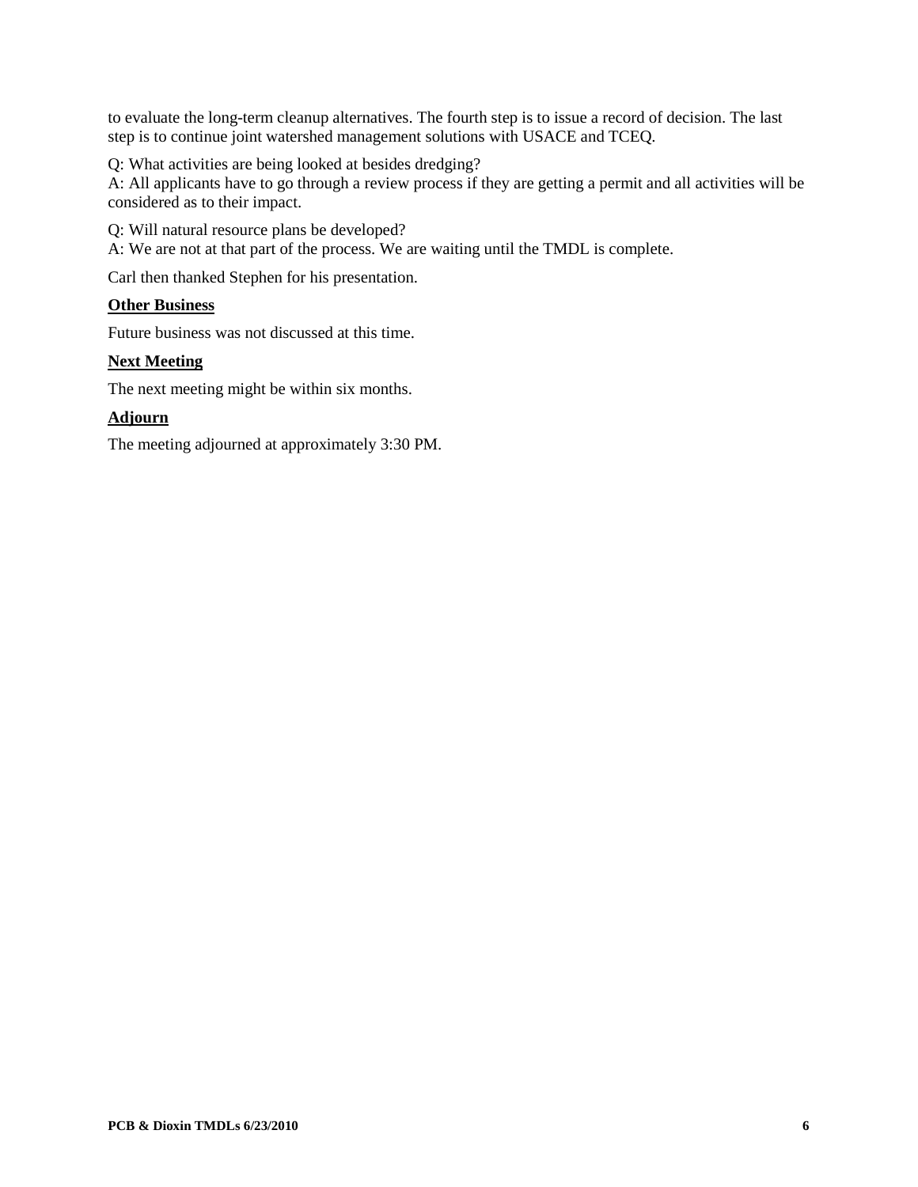to evaluate the long-term cleanup alternatives. The fourth step is to issue a record of decision. The last step is to continue joint watershed management solutions with USACE and TCEQ.

Q: What activities are being looked at besides dredging?
A: All applicants have to go through a review process if they are getting a permit and all activities will be considered as to their impact.

Q: Will natural resource plans be developed?
A: We are not at that part of the process. We are waiting until the TMDL is complete.

Carl then thanked Stephen for his presentation.

**Other Business**

Future business was not discussed at this time.

**Next Meeting**

The next meeting might be within six months.

**Adjourn**

The meeting adjourned at approximately 3:30 PM.